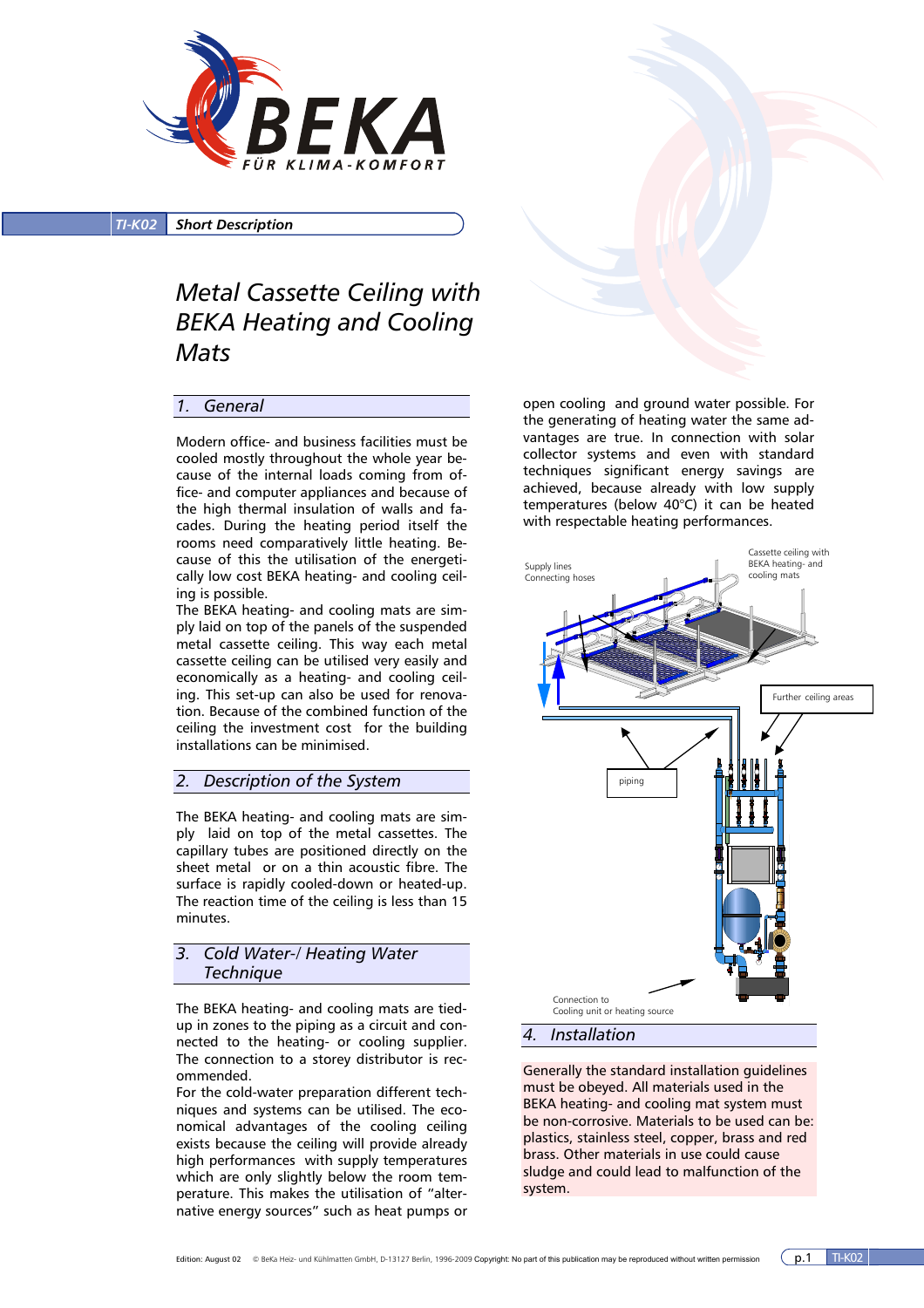**TI-K02** **Short Description**

# Metal Cassette Ceiling with BEKA Heating and Cooling Mats

## 1. General

Modern office- and business facilities must be cooled mostly throughout the whole year because of the internal loads coming from office- and computer appliances and because of the high thermal insulation of walls and facades. During the heating period itself the rooms need comparatively little heating. Because of this the utilisation of the energetically low cost BEKA heating- and cooling ceiling is possible.

The BEKA heating- and cooling mats are simply laid on top of the panels of the suspended metal cassette ceiling. This way each metal cassette ceiling can be utilised very easily and economically as a heating- and cooling ceiling. This set-up can also be used for renovation. Because of the combined function of the ceiling the investment cost for the building installations can be minimised.

## 2. Description of the System

The BEKA heating- and cooling mats are simply laid on top of the metal cassettes. The capillary tubes are positioned directly on the sheet metal or on a thin acoustic fibre. The surface is rapidly cooled-down or heated-up. The reaction time of the ceiling is less than 15 minutes.

## 3. Cold Water-/ Heating Water Technique

The BEKA heating- and cooling mats are tied-up in zones to the piping as a circuit and connected to the heating- or cooling supplier. The connection to a storey distributor is recommended.

For the cold-water preparation different techniques and systems can be utilised. The economical advantages of the cooling ceiling exists because the ceiling will provide already high performances with supply temperatures which are only slightly below the room temperature. This makes the utilisation of "alternative energy sources" such as heat pumps or open cooling and ground water possible. For the generating of heating water the same advantages are true. In connection with solar collector systems and even with standard techniques significant energy savings are achieved, because already with low supply temperatures (below 40°C) it can be heated with respectable heating performances.

## 4. Installation

Generally the standard installation guidelines must be obeyed. All materials used in the BEKA heating- and cooling mat system must be non-corrosive. Materials to be used can be: plastics, stainless steel, copper, brass and red brass. Other materials in use could cause sludge and could lead to malfunction of the system.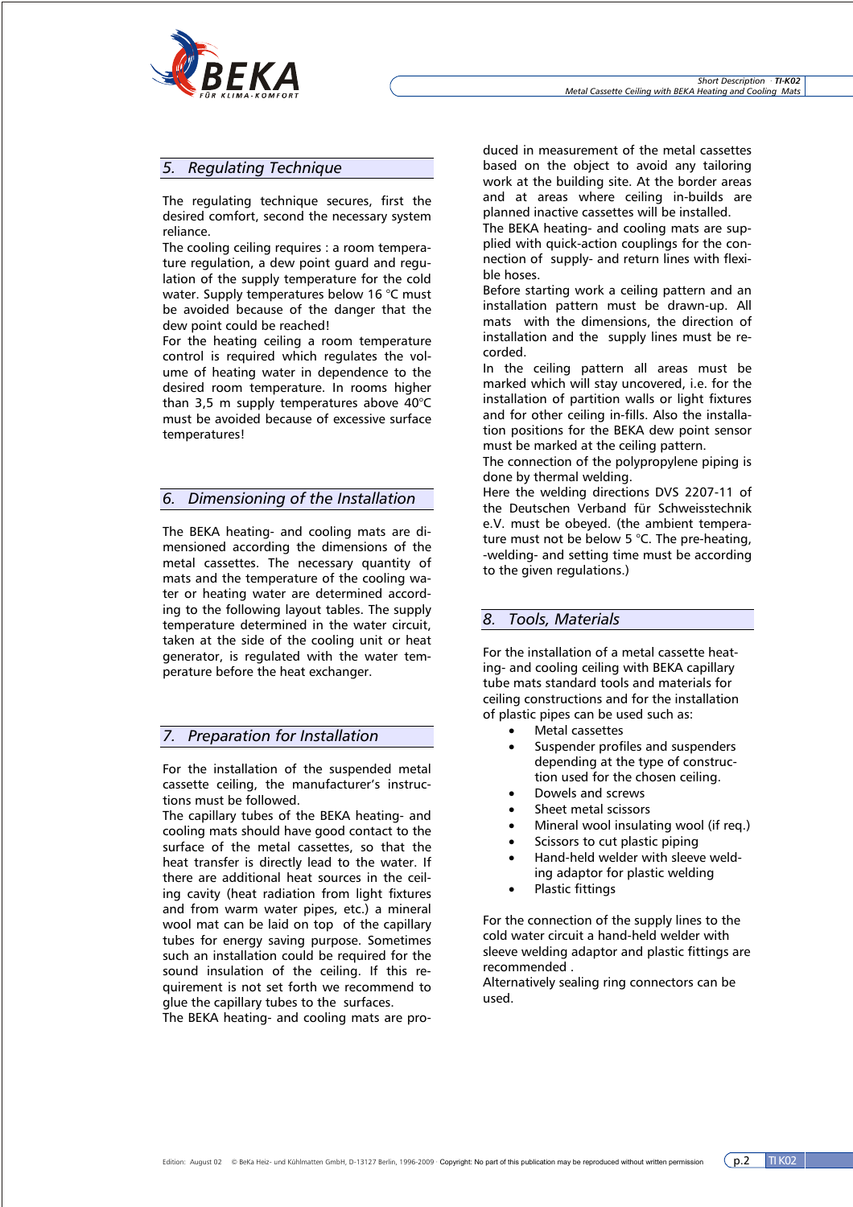## *5. Regulating Technique*

The regulating technique secures, first the desired comfort, second the necessary system reliance.
The cooling ceiling requires : a room temperature regulation, a dew point guard and regulation of the supply temperature for the cold water. Supply temperatures below 16 °C must be avoided because of the danger that the dew point could be reached!
For the heating ceiling a room temperature control is required which regulates the volume of heating water in dependence to the desired room temperature. In rooms higher than 3,5 m supply temperatures above 40°C must be avoided because of excessive surface temperatures!

## *6. Dimensioning of the Installation*

The BEKA heating- and cooling mats are dimensioned according the dimensions of the metal cassettes. The necessary quantity of mats and the temperature of the cooling water or heating water are determined according to the following layout tables. The supply temperature determined in the water circuit, taken at the side of the cooling unit or heat generator, is regulated with the water temperature before the heat exchanger.

## *7. Preparation for Installation*

For the installation of the suspended metal cassette ceiling, the manufacturer's instructions must be followed.
The capillary tubes of the BEKA heating- and cooling mats should have good contact to the surface of the metal cassettes, so that the heat transfer is directly lead to the water. If there are additional heat sources in the ceiling cavity (heat radiation from light fixtures and from warm water pipes, etc.) a mineral wool mat can be laid on top of the capillary tubes for energy saving purpose. Sometimes such an installation could be required for the sound insulation of the ceiling. If this requirement is not set forth we recommend to glue the capillary tubes to the surfaces.
The BEKA heating- and cooling mats are produced in measurement of the metal cassettes based on the object to avoid any tailoring work at the building site. At the border areas and at areas where ceiling in-builds are planned inactive cassettes will be installed.
The BEKA heating- and cooling mats are supplied with quick-action couplings for the connection of supply- and return lines with flexible hoses.
Before starting work a ceiling pattern and an installation pattern must be drawn-up. All mats with the dimensions, the direction of installation and the supply lines must be recorded.
In the ceiling pattern all areas must be marked which will stay uncovered, i.e. for the installation of partition walls or light fixtures and for other ceiling in-fills. Also the installation positions for the BEKA dew point sensor must be marked at the ceiling pattern.
The connection of the polypropylene piping is done by thermal welding.
Here the welding directions DVS 2207-11 of the Deutschen Verband für Schweisstechnik e.V. must be obeyed. (the ambient temperature must not be below 5 °C. The pre-heating, -welding- and setting time must be according to the given regulations.)

## *8. Tools, Materials*

For the installation of a metal cassette heating- and cooling ceiling with BEKA capillary tube mats standard tools and materials for ceiling constructions and for the installation of plastic pipes can be used such as:

- Metal cassettes
- Suspender profiles and suspenders depending at the type of construction used for the chosen ceiling.
- Dowels and screws
- Sheet metal scissors
- Mineral wool insulating wool (if req.)
- Scissors to cut plastic piping
- Hand-held welder with sleeve welding adaptor for plastic welding
- Plastic fittings

For the connection of the supply lines to the cold water circuit a hand-held welder with sleeve welding adaptor and plastic fittings are recommended .
Alternatively sealing ring connectors can be used.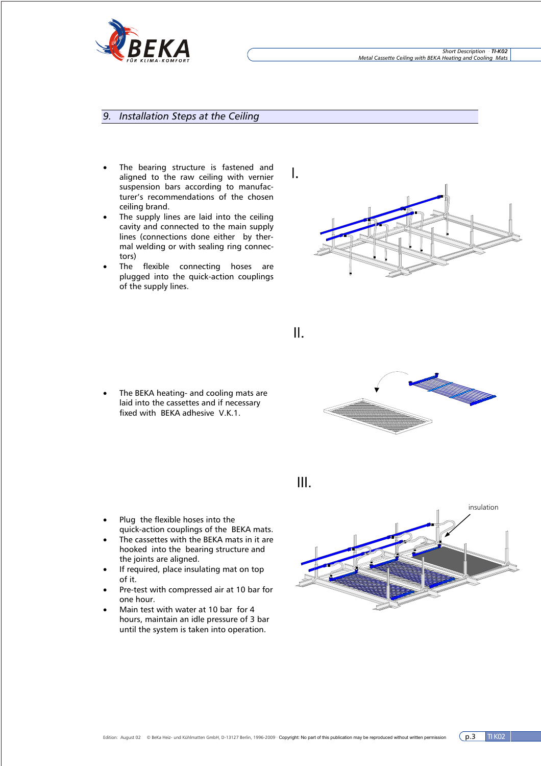## 9. Installation Steps at the Ceiling

I.

- The bearing structure is fastened and aligned to the raw ceiling with vernier suspension bars according to manufacturer's recommendations of the chosen ceiling brand.
- The supply lines are laid into the ceiling cavity and connected to the main supply lines (connections done either by thermal welding or with sealing ring connectors)
- The flexible connecting hoses are plugged into the quick-action couplings of the supply lines.

II.

- The BEKA heating- and cooling mats are laid into the cassettes and if necessary fixed with BEKA adhesive V.K.1.

III.

- Plug the flexible hoses into the quick-action couplings of the BEKA mats.
- The cassettes with the BEKA mats in it are hooked into the bearing structure and the joints are aligned.
- If required, place insulating mat on top of it.
- Pre-test with compressed air at 10 bar for one hour.
- Main test with water at 10 bar for 4 hours, maintain an idle pressure of 3 bar until the system is taken into operation.

insulation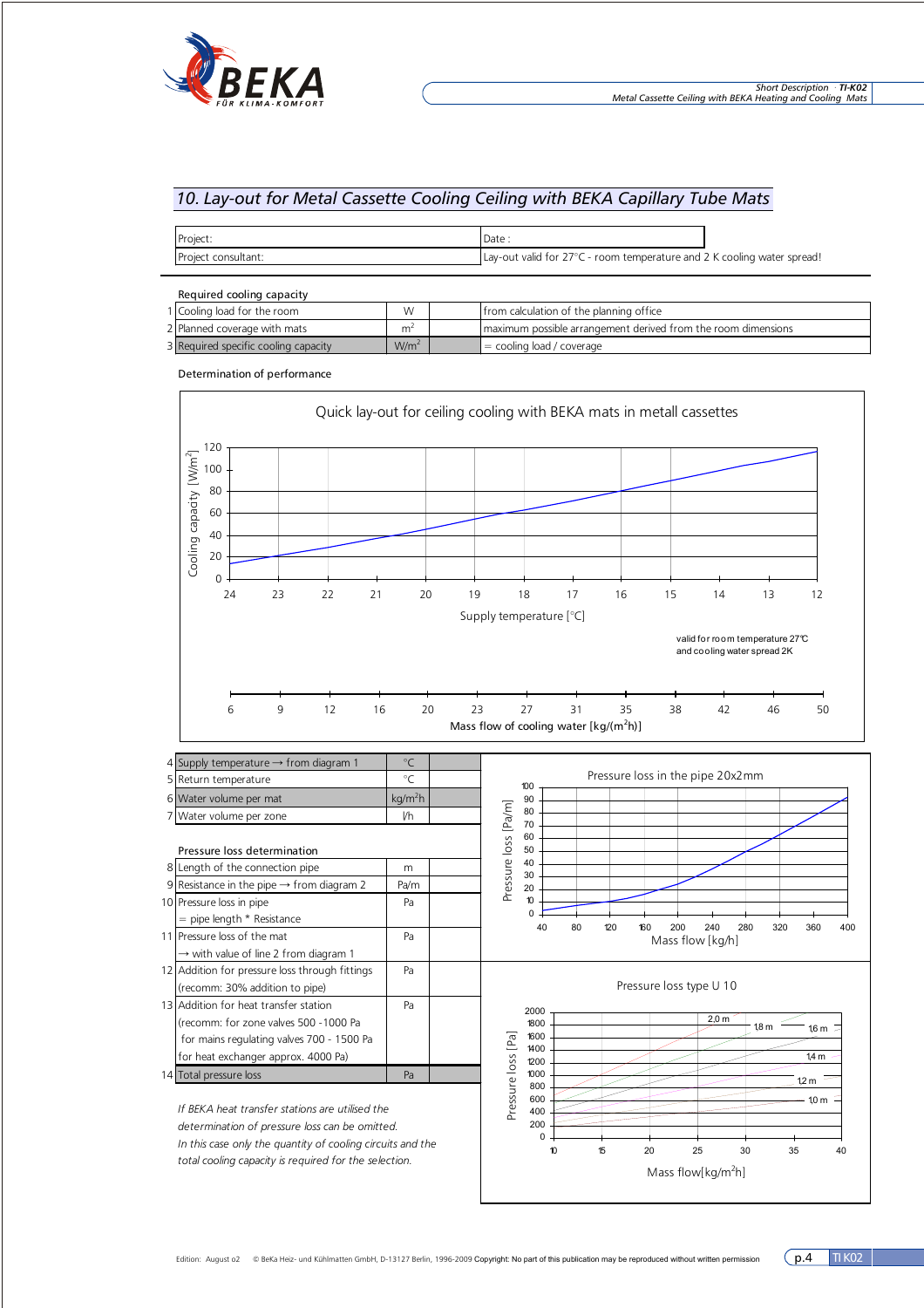## 10. Lay-out for Metal Cassette Cooling Ceiling with BEKA Capillary Tube Mats

| Project: | Date : |
|---|---|
| Project consultant: | Lay-out valid for 27°C - room temperature and 2 K cooling water spread! |

Required cooling capacity

| | | | | |
|---|---|---|---|---|
| 1 | Cooling load for the room | W | | from calculation of the planning office |
| 2 | Planned coverage with mats | $m^2$ | | maximum possible arrangement derived from the room dimensions |
| 3 | Required specific cooling capacity | $W/m^2$ | | = cooling load / coverage |

Determination of performance

Quick lay-out for ceiling cooling with BEKA mats in metall cassettes

Cooling capacity [$W/m^2$]: 0, 20, 40, 60, 80, 100, 120

Supply temperature [°C]: 24, 23, 22, 21, 20, 19, 18, 17, 16, 15, 14, 13, 12

valid for room temperature 27°C and cooling water spread 2K

Mass flow of cooling water [$kg/(m^2h)$]: 6, 9, 12, 16, 20, 23, 27, 31, 35, 38, 42, 46, 50

| | | | |
|---|---|---|---|
| 4 | Supply temperature → from diagram 1 | °C | |
| 5 | Return temperature | °C | |
| 6 | Water volume per mat | $kg/m^2h$ | |
| 7 | Water volume per zone | l/h | |

Pressure loss determination

| | | | |
|---|---|---|---|
| 8 | Length of the connection pipe | m | |
| 9 | Resistance in the pipe → from diagram 2 | Pa/m | |
| 10 | Pressure loss in pipe<br>= pipe length * Resistance | Pa | |
| 11 | Pressure loss of the mat<br>→ with value of line 2 from diagram 1 | Pa | |
| 12 | Addition for pressure loss through fittings<br>(recomm: 30% addition to pipe) | Pa | |
| 13 | Addition for heat transfer station<br>(recomm: for zone valves 500 -1000 Pa<br>for mains regulating valves 700 - 1500 Pa<br>for heat exchanger approx. 4000 Pa) | Pa | |
| 14 | Total pressure loss | Pa | |

Pressure loss in the pipe 20x2mm

Pressure loss [Pa/m]: 0, 10, 20, 30, 40, 50, 60, 70, 80, 90, 100

Mass flow [kg/h]: 40, 80, 120, 160, 200, 240, 280, 320, 360, 400

Pressure loss type U 10

Pressure loss [Pa]: 0, 200, 400, 600, 800, 1000, 1200, 1400, 1600, 1800, 2000

Mass flow[$kg/m^2h$]: 10, 15, 20, 25, 30, 35, 40

2,0 m; 1,8 m; 1,6 m; 1,4 m; 1,2 m; 1,0 m

*If BEKA heat transfer stations are utilised the determination of pressure loss can be omitted. In this case only the quantity of cooling circuits and the total cooling capacity is required for the selection.*

Edition: August o2 © BeKa Heiz- und Kühlmatten GmbH, D-13127 Berlin, 1996-2009 Copyright: No part of this publication may be reproduced without written permission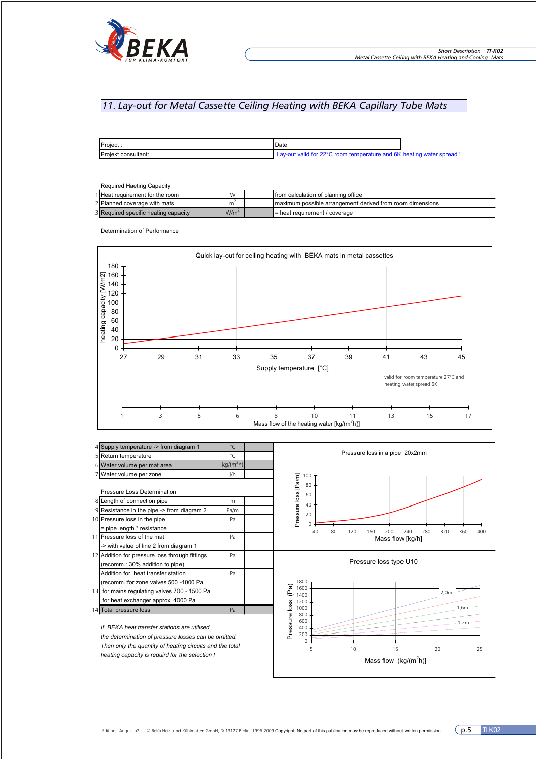## 11. Lay-out for Metal Cassette Ceiling Heating with BEKA Capillary Tube Mats

| Project : | Date |
|---|---|
| Projekt consultant: | Lay-out valid for 22°C room temperature and 6K heating water spread ! |

Required Haeting Capacity

| | | | | |
|---|---|---|---|---|
| 1 | Heat requirement for the room | W | | from calculation of planning office |
| 2 | Planned coverage with mats | $m^2$ | | maximum possible arrangement derived from room dimensions |
| 3 | Required specific heating capacity | $W/m^2$ | | = heat requirement / coverage |

Determination of Performance

Quick lay-out for ceiling heating with BEKA mats in metal cassettes

heating capacity [W/m2]: 0, 20, 40, 60, 80, 100, 120, 140, 160, 180

Supply temperature [°C]: 27, 29, 31, 33, 35, 37, 39, 41, 43, 45

valid for room temperature 27°C and heating water spread 6K

Mass flow of the heating water [kg/(m²h)]: 1, 3, 5, 6, 8, 10, 11, 13, 15, 17

| | | | |
|---|---|---|---|
| 4 | Supply temperature -> from diagram 1 | °C | |
| 5 | Return temperature | °C | |
| 6 | Water volume per mat area | kg/(m²h) | |
| 7 | Water volume per zone | l/h | |

Pressure Loss Determination

| | | | |
|---|---|---|---|
| 8 | Length of connection pipe | m | |
| 9 | Resistance in the pipe -> from diagram 2 | Pa/m | |
| 10 | Pressure loss in the pipe = pipe length * resistance | Pa | |
| 11 | Pressure loss of the mat -> with value of line 2 from diagram 1 | Pa | |
| 12 | Addition for pressure loss through fittings (recomm.: 30% addition to pipe) | Pa | |
| 13 | Addition for heat transfer station (recomm.:for zone valves 500 -1000 Pa for mains regulating valves 700 - 1500 Pa for heat exchanger approx. 4000 Pa | Pa | |
| 14 | Total pressure loss | Pa | |

Pressure loss in a pipe 20x2mm

Pressure loss [Pa/m]: 0, 20, 40, 60, 80, 100

Mass flow [kg/h]: 40, 80, 120, 160, 200, 240, 280, 320, 360, 400

Pressure loss type U10

Pressure loss (Pa): 0, 200, 400, 600, 800, 1000, 1200, 1400, 1600, 1800

2,0m; 1,6m; 1 2m

Mass flow (kg/(m²h)]: 5, 10, 15, 20, 25

*If BEKA heat transfer stations are utilised the determination of pressure losses can be omitted. Then only the quantity of heating circuits and the total heating capacity is requird for the selection !*

Edition: August o2 © BeKa Heiz- und Kühlmatten GmbH, D-13127 Berlin, 1996-2009 Copyright: No part of this publication may be reproduced without written permission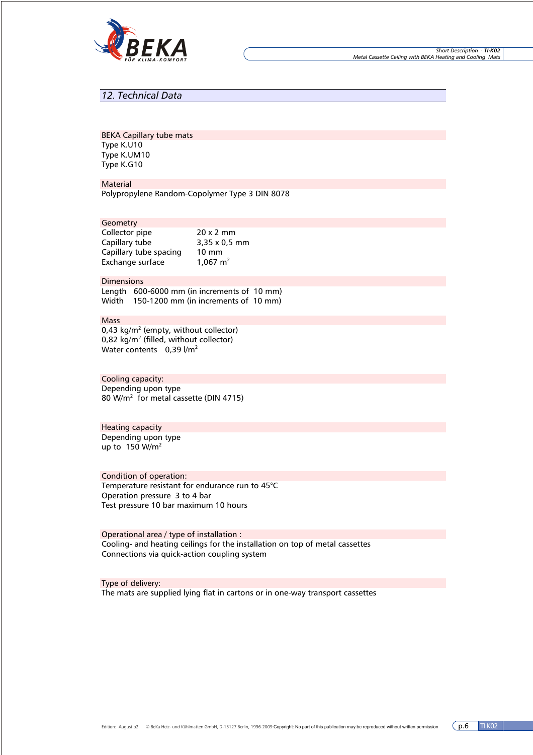## 12. Technical Data

**BEKA Capillary tube mats**

Type K.U10
Type K.UM10
Type K.G10

**Material**

Polypropylene Random-Copolymer Type 3 DIN 8078

**Geometry**

| | |
|---|---|
| Collector pipe | 20 x 2 mm |
| Capillary tube | 3,35 x 0,5 mm |
| Capillary tube spacing | 10 mm |
| Exchange surface | 1,067 $m^2$ |

**Dimensions**

Length 600-6000 mm (in increments of 10 mm)
Width 150-1200 mm (in increments of 10 mm)

**Mass**

0,43 kg/$m^2$ (empty, without collector)
0,82 kg/$m^2$ (filled, without collector)
Water contents 0,39 l/$m^2$

**Cooling capacity:**

Depending upon type
80 W/$m^2$ for metal cassette (DIN 4715)

**Heating capacity**

Depending upon type
up to 150 W/$m^2$

**Condition of operation:**

Temperature resistant for endurance run to 45°C
Operation pressure 3 to 4 bar
Test pressure 10 bar maximum 10 hours

**Operational area / type of installation :**

Cooling- and heating ceilings for the installation on top of metal cassettes
Connections via quick-action coupling system

**Type of delivery:**

The mats are supplied lying flat in cartons or in one-way transport cassettes